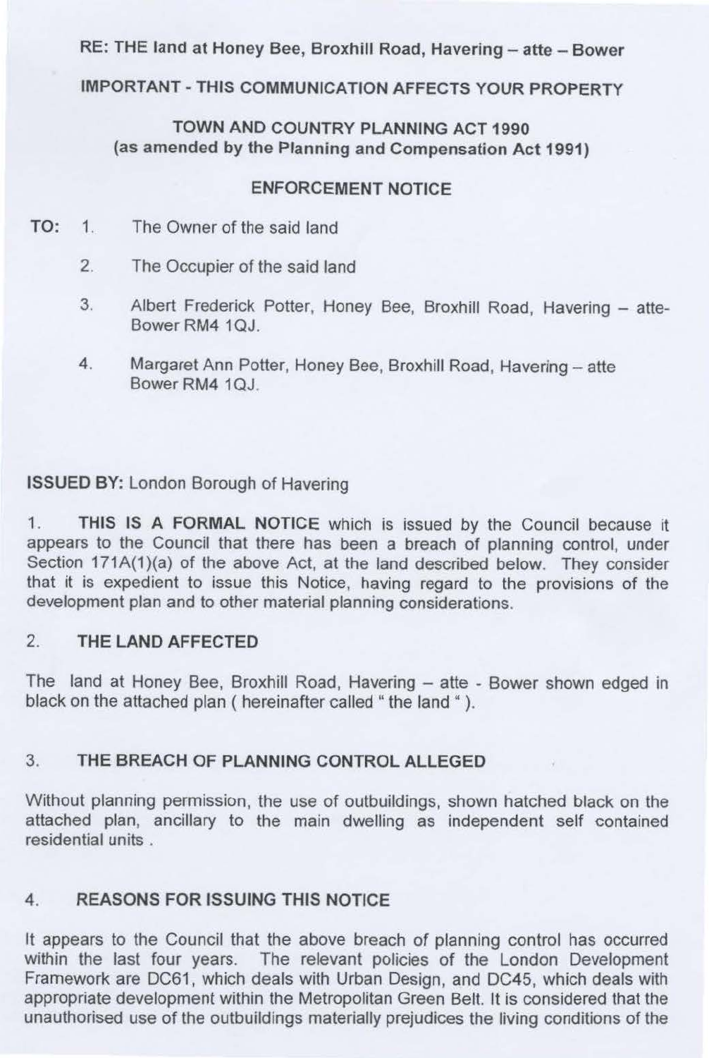**RE: THE land at Honey Bee, Broxhill Road, Havering – atte – Bower**

**IMPORTANT - THIS COMMUNICATION AFFECTS YOUR PROPERTY**

**TOWN AND COUNTRY PLANNING ACT 1990**
**(as amended by the Planning and Compensation Act 1991)**

**ENFORCEMENT NOTICE**

**TO:**

1. The Owner of the said land
2. The Occupier of the said land
3. Albert Frederick Potter, Honey Bee, Broxhill Road, Havering – atte-Bower RM4 1QJ.
4. Margaret Ann Potter, Honey Bee, Broxhill Road, Havering – atte Bower RM4 1QJ.

**ISSUED BY:** London Borough of Havering

1. **THIS IS A FORMAL NOTICE** which is issued by the Council because it appears to the Council that there has been a breach of planning control, under Section 171A(1)(a) of the above Act, at the land described below. They consider that it is expedient to issue this Notice, having regard to the provisions of the development plan and to other material planning considerations.

2. **THE LAND AFFECTED**

The land at Honey Bee, Broxhill Road, Havering – atte - Bower shown edged in black on the attached plan ( hereinafter called " the land " ).

3. **THE BREACH OF PLANNING CONTROL ALLEGED**

Without planning permission, the use of outbuildings, shown hatched black on the attached plan, ancillary to the main dwelling as independent self contained residential units .

4. **REASONS FOR ISSUING THIS NOTICE**

It appears to the Council that the above breach of planning control has occurred within the last four years. The relevant policies of the London Development Framework are DC61, which deals with Urban Design, and DC45, which deals with appropriate development within the Metropolitan Green Belt. It is considered that the unauthorised use of the outbuildings materially prejudices the living conditions of the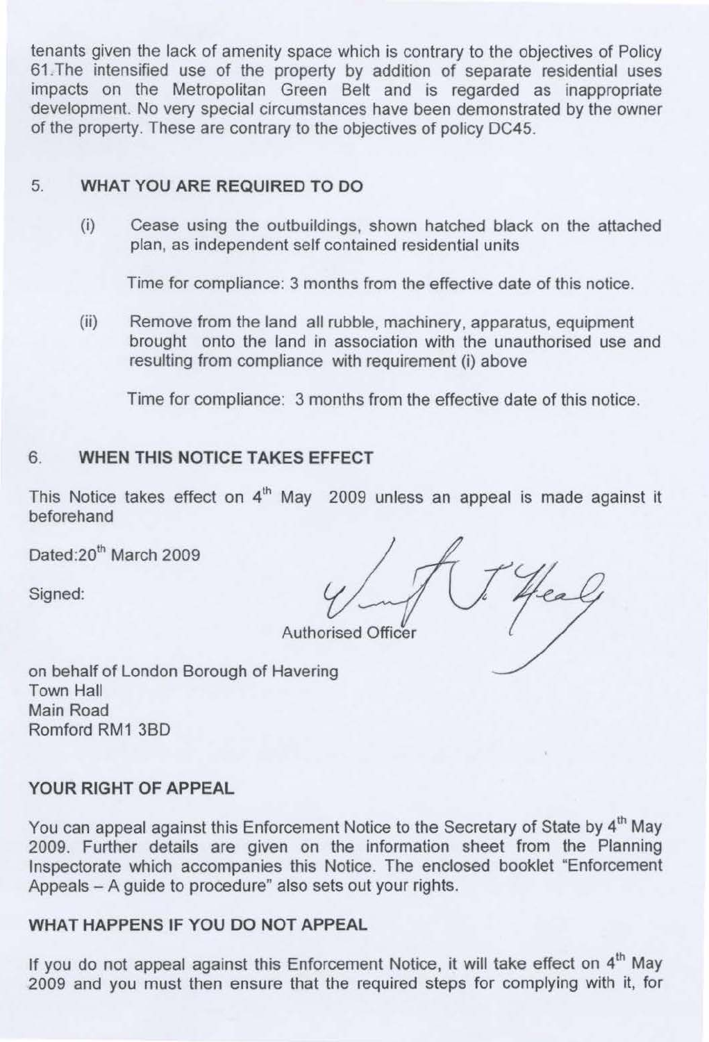tenants given the lack of amenity space which is contrary to the objectives of Policy 61.The intensified use of the property by addition of separate residential uses impacts on the Metropolitan Green Belt and is regarded as inappropriate development. No very special circumstances have been demonstrated by the owner of the property. These are contrary to the objectives of policy DC45.

## 5. WHAT YOU ARE REQUIRED TO DO

(i) Cease using the outbuildings, shown hatched black on the attached plan, as independent self contained residential units

Time for compliance: 3 months from the effective date of this notice.

(ii) Remove from the land all rubble, machinery, apparatus, equipment brought onto the land in association with the unauthorised use and resulting from compliance with requirement (i) above

Time for compliance: 3 months from the effective date of this notice.

## 6. WHEN THIS NOTICE TAKES EFFECT

This Notice takes effect on 4th May 2009 unless an appeal is made against it beforehand

Dated:20th March 2009

Signed:

Authorised Officer

on behalf of London Borough of Havering
Town Hall
Main Road
Romford RM1 3BD

### YOUR RIGHT OF APPEAL

You can appeal against this Enforcement Notice to the Secretary of State by 4th May 2009. Further details are given on the information sheet from the Planning Inspectorate which accompanies this Notice. The enclosed booklet "Enforcement Appeals – A guide to procedure" also sets out your rights.

### WHAT HAPPENS IF YOU DO NOT APPEAL

If you do not appeal against this Enforcement Notice, it will take effect on 4th May 2009 and you must then ensure that the required steps for complying with it, for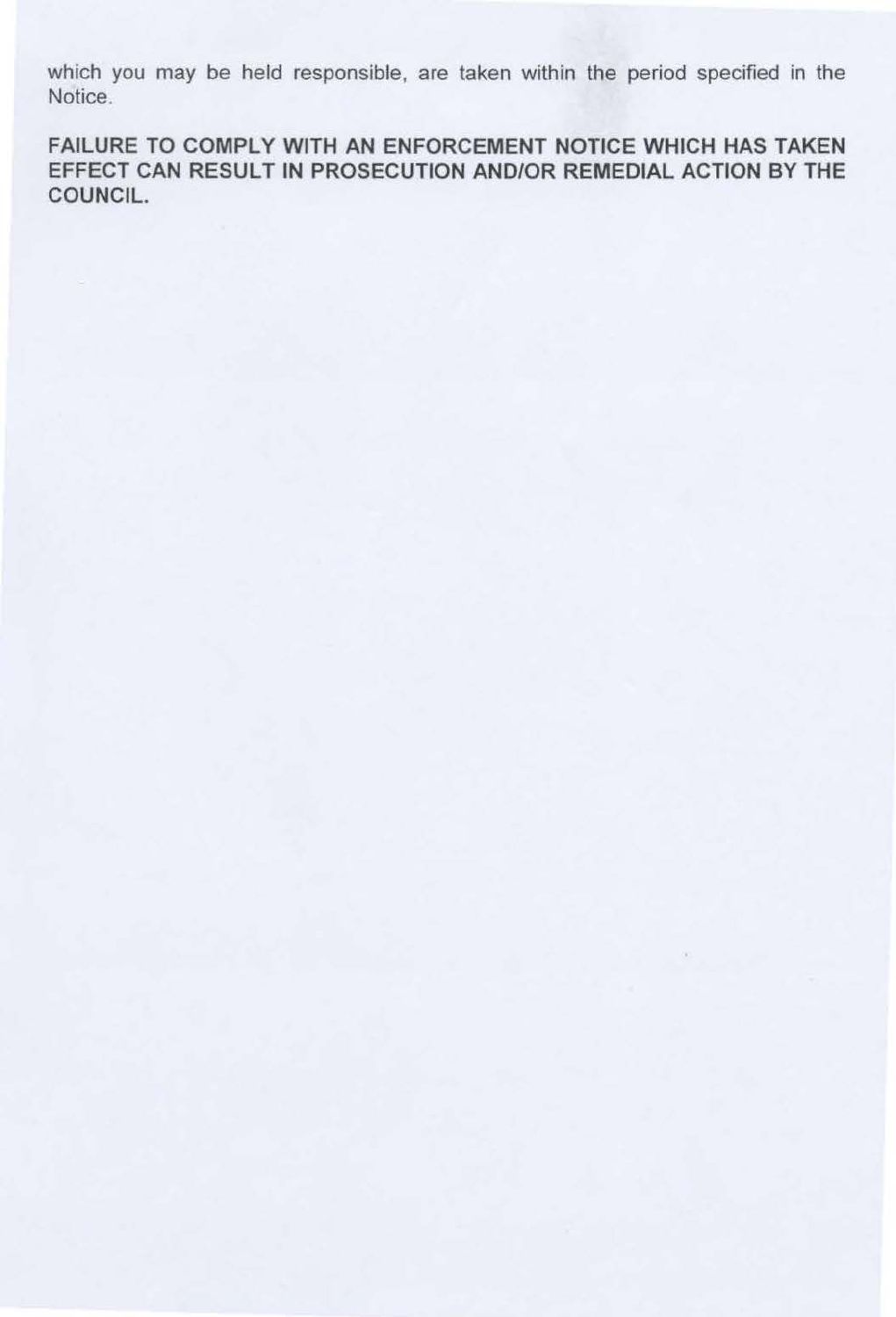which you may be held responsible, are taken within the period specified in the Notice.

**FAILURE TO COMPLY WITH AN ENFORCEMENT NOTICE WHICH HAS TAKEN EFFECT CAN RESULT IN PROSECUTION AND/OR REMEDIAL ACTION BY THE COUNCIL.**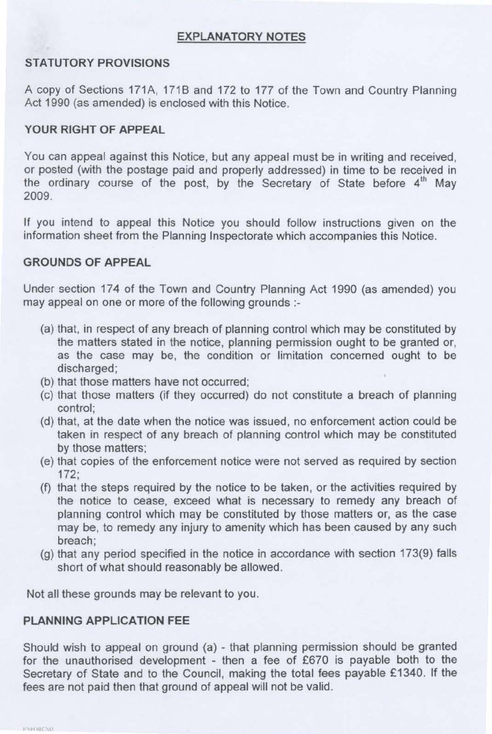## EXPLANATORY NOTES

### STATUTORY PROVISIONS

A copy of Sections 171A, 171B and 172 to 177 of the Town and Country Planning Act 1990 (as amended) is enclosed with this Notice.

### YOUR RIGHT OF APPEAL

You can appeal against this Notice, but any appeal must be in writing and received, or posted (with the postage paid and properly addressed) in time to be received in the ordinary course of the post, by the Secretary of State before 4th May 2009.

If you intend to appeal this Notice you should follow instructions given on the information sheet from the Planning Inspectorate which accompanies this Notice.

### GROUNDS OF APPEAL

Under section 174 of the Town and Country Planning Act 1990 (as amended) you may appeal on one or more of the following grounds :-

(a) that, in respect of any breach of planning control which may be constituted by the matters stated in the notice, planning permission ought to be granted or, as the case may be, the condition or limitation concerned ought to be discharged;
(b) that those matters have not occurred;
(c) that those matters (if they occurred) do not constitute a breach of planning control;
(d) that, at the date when the notice was issued, no enforcement action could be taken in respect of any breach of planning control which may be constituted by those matters;
(e) that copies of the enforcement notice were not served as required by section 172;
(f) that the steps required by the notice to be taken, or the activities required by the notice to cease, exceed what is necessary to remedy any breach of planning control which may be constituted by those matters or, as the case may be, to remedy any injury to amenity which has been caused by any such breach;
(g) that any period specified in the notice in accordance with section 173(9) falls short of what should reasonably be allowed.

Not all these grounds may be relevant to you.

### PLANNING APPLICATION FEE

Should wish to appeal on ground (a) - that planning permission should be granted for the unauthorised development - then a fee of £670 is payable both to the Secretary of State and to the Council, making the total fees payable £1340. If the fees are not paid then that ground of appeal will not be valid.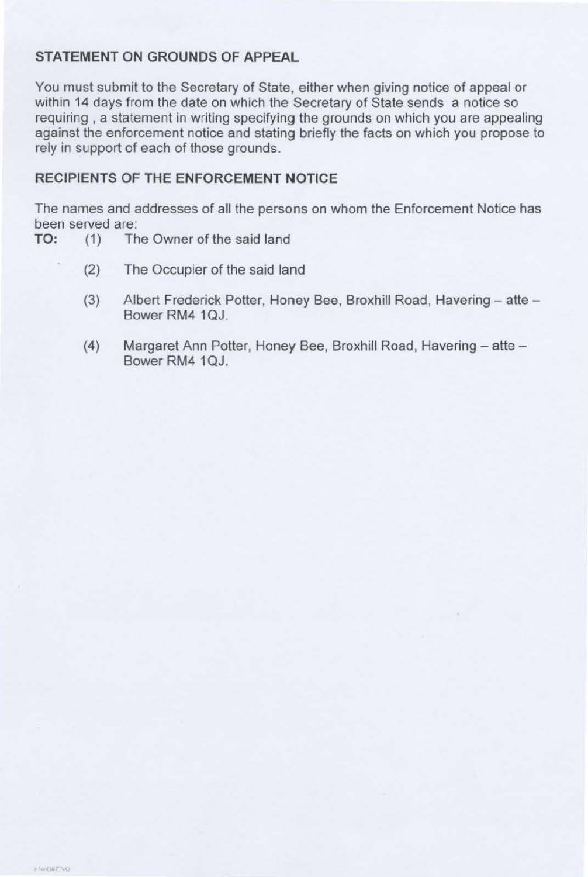## STATEMENT ON GROUNDS OF APPEAL

You must submit to the Secretary of State, either when giving notice of appeal or within 14 days from the date on which the Secretary of State sends a notice so requiring , a statement in writing specifying the grounds on which you are appealing against the enforcement notice and stating briefly the facts on which you propose to rely in support of each of those grounds.

## RECIPIENTS OF THE ENFORCEMENT NOTICE

The names and addresses of all the persons on whom the Enforcement Notice has been served are:

**TO:**

(1) The Owner of the said land

(2) The Occupier of the said land

(3) Albert Frederick Potter, Honey Bee, Broxhill Road, Havering – atte – Bower RM4 1QJ.

(4) Margaret Ann Potter, Honey Bee, Broxhill Road, Havering – atte – Bower RM4 1QJ.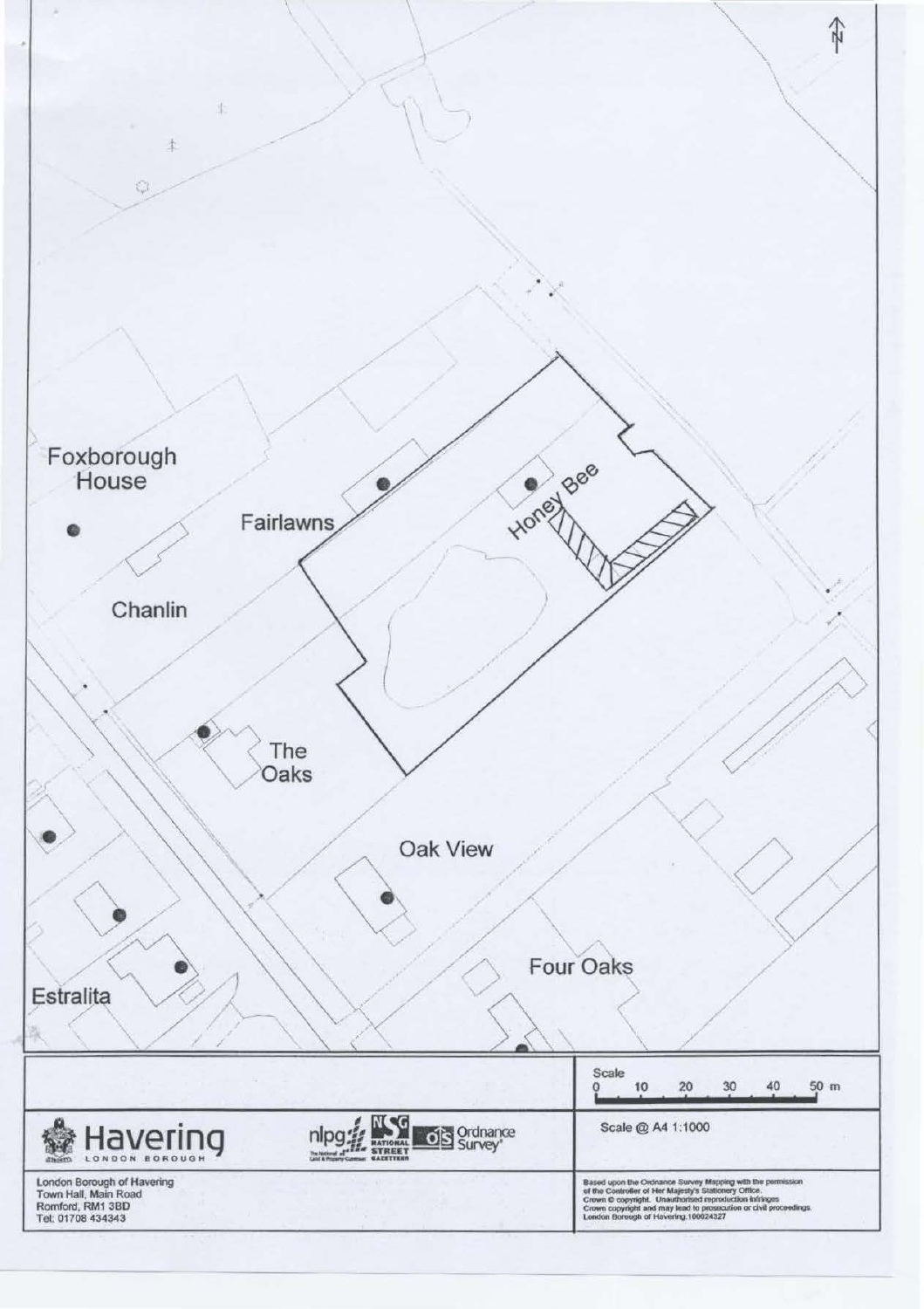N

Foxborough House

Fairlawns

Honey Bee

Chanlin

The Oaks

Oak View

Four Oaks

Estralita

Scale

0 10 20 30 40 50 m

Scale @ A4 1:1000

Havering
LONDON BOROUGH

nlpg NATIONAL STREET GAZETTEER Ordnance Survey

London Borough of Havering
Town Hall, Main Road
Romford, RM1 3BD
Tel: 01708 434343

Based upon the Ordnance Survey Mapping with the permission of the Controller of Her Majesty's Stationery Office.
Crown © copyright. Unauthorised reproduction infringes Crown copyright and may lead to prosecution or civil proceedings.
London Borough of Havering.100024327